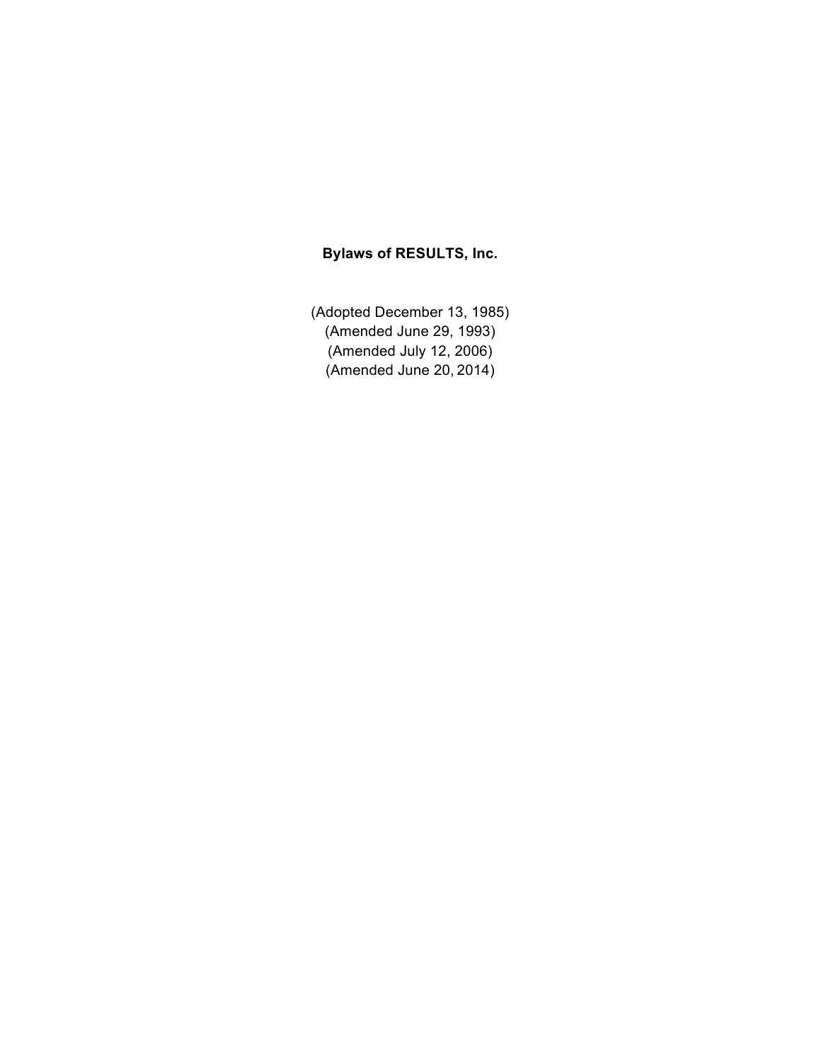# Bylaws of RESULTS, Inc.

(Adopted December 13, 1985)
(Amended June 29, 1993)
(Amended July 12, 2006)
(Amended June 20, 2014)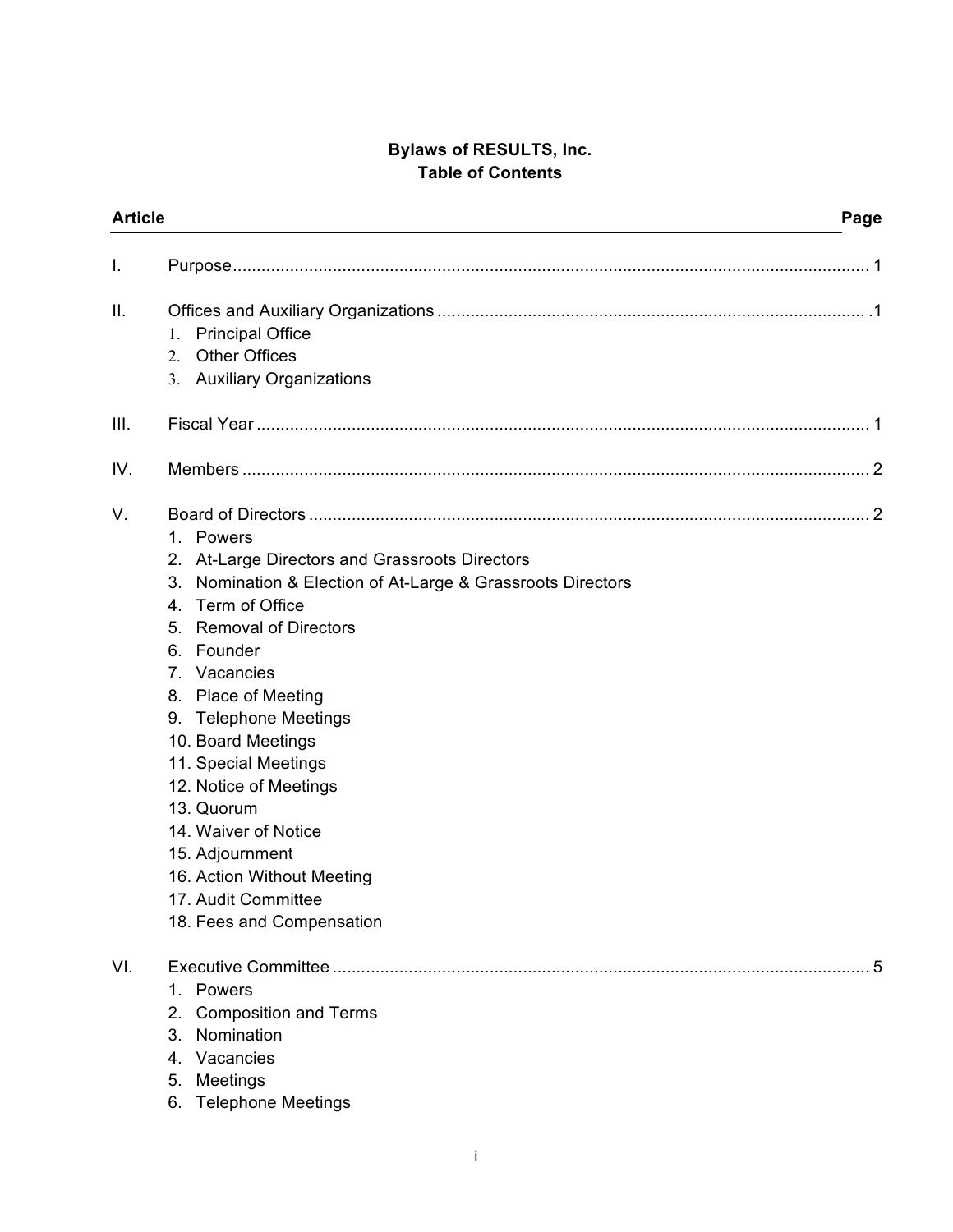**Bylaws of RESULTS, Inc.**
**Table of Contents**

| Article | | Page |
|---|---|---|
| I. | Purpose | 1 |
| II. | Offices and Auxiliary Organizations<br>1. Principal Office<br>2. Other Offices<br>3. Auxiliary Organizations | 1 |
| III. | Fiscal Year | 1 |
| IV. | Members | 2 |
| V. | Board of Directors<br>1. Powers<br>2. At-Large Directors and Grassroots Directors<br>3. Nomination & Election of At-Large & Grassroots Directors<br>4. Term of Office<br>5. Removal of Directors<br>6. Founder<br>7. Vacancies<br>8. Place of Meeting<br>9. Telephone Meetings<br>10. Board Meetings<br>11. Special Meetings<br>12. Notice of Meetings<br>13. Quorum<br>14. Waiver of Notice<br>15. Adjournment<br>16. Action Without Meeting<br>17. Audit Committee<br>18. Fees and Compensation | 2 |
| VI. | Executive Committee<br>1. Powers<br>2. Composition and Terms<br>3. Nomination<br>4. Vacancies<br>5. Meetings<br>6. Telephone Meetings | 5 |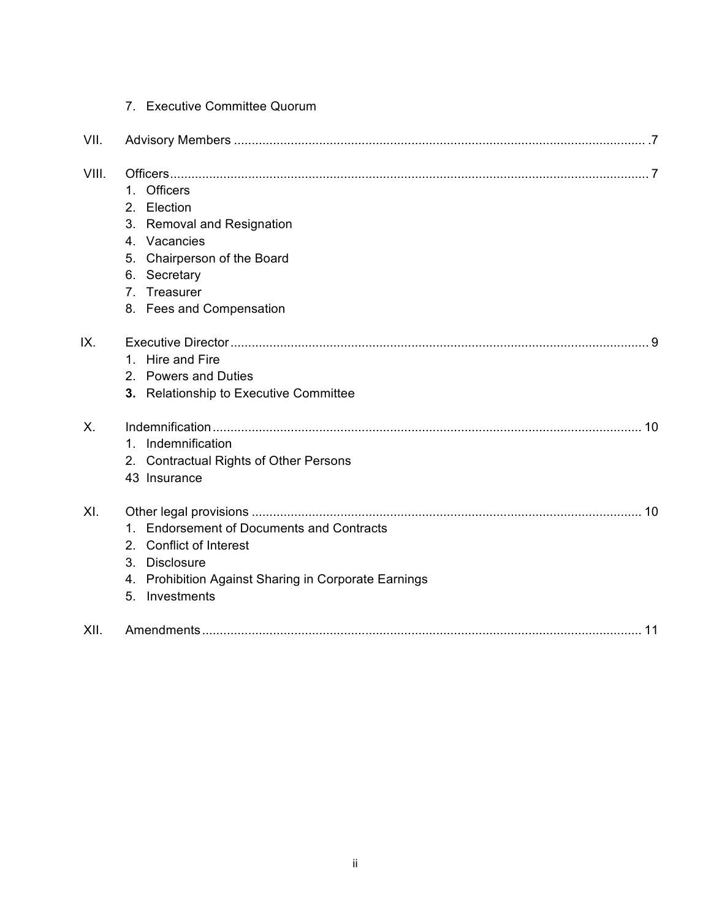7. Executive Committee Quorum

VII. Advisory Members ........ 7

VIII. Officers ........ 7

1. Officers
2. Election
3. Removal and Resignation
4. Vacancies
5. Chairperson of the Board
6. Secretary
7. Treasurer
8. Fees and Compensation

IX. Executive Director ........ 9

1. Hire and Fire
2. Powers and Duties
3. **Relationship to Executive Committee**

X. Indemnification ........ 10

1. Indemnification
2. Contractual Rights of Other Persons

43 Insurance

XI. Other legal provisions ........ 10

1. Endorsement of Documents and Contracts
2. Conflict of Interest
3. Disclosure
4. Prohibition Against Sharing in Corporate Earnings
5. Investments

XII. Amendments ........ 11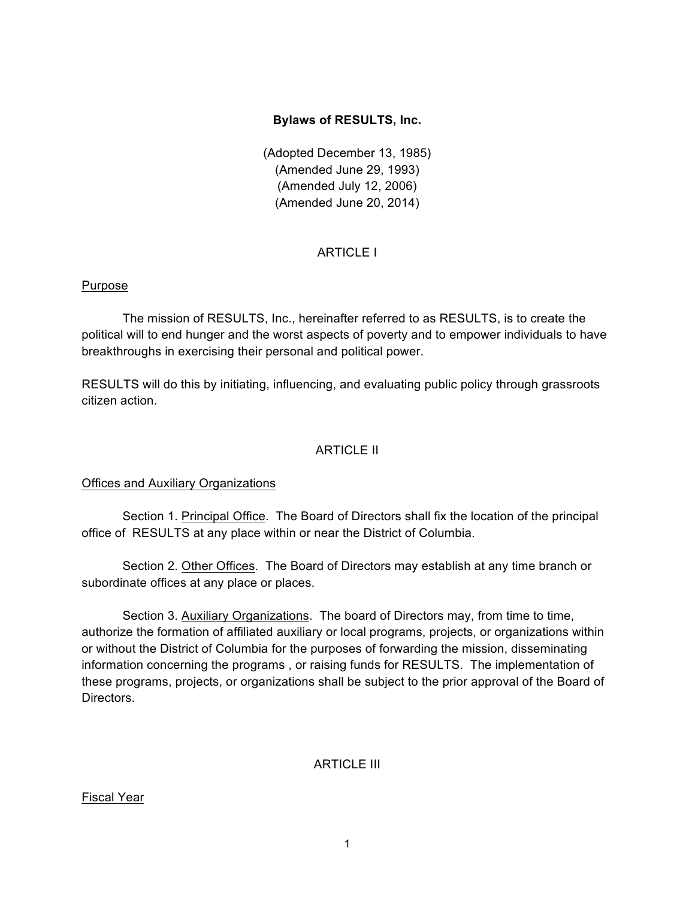**Bylaws of RESULTS, Inc.**

(Adopted December 13, 1985)
(Amended June 29, 1993)
(Amended July 12, 2006)
(Amended June 20, 2014)

ARTICLE I

Purpose

The mission of RESULTS, Inc., hereinafter referred to as RESULTS, is to create the political will to end hunger and the worst aspects of poverty and to empower individuals to have breakthroughs in exercising their personal and political power.

RESULTS will do this by initiating, influencing, and evaluating public policy through grassroots citizen action.

ARTICLE II

Offices and Auxiliary Organizations

Section 1. Principal Office. The Board of Directors shall fix the location of the principal office of RESULTS at any place within or near the District of Columbia.

Section 2. Other Offices. The Board of Directors may establish at any time branch or subordinate offices at any place or places.

Section 3. Auxiliary Organizations. The board of Directors may, from time to time, authorize the formation of affiliated auxiliary or local programs, projects, or organizations within or without the District of Columbia for the purposes of forwarding the mission, disseminating information concerning the programs , or raising funds for RESULTS. The implementation of these programs, projects, or organizations shall be subject to the prior approval of the Board of Directors.

ARTICLE III

Fiscal Year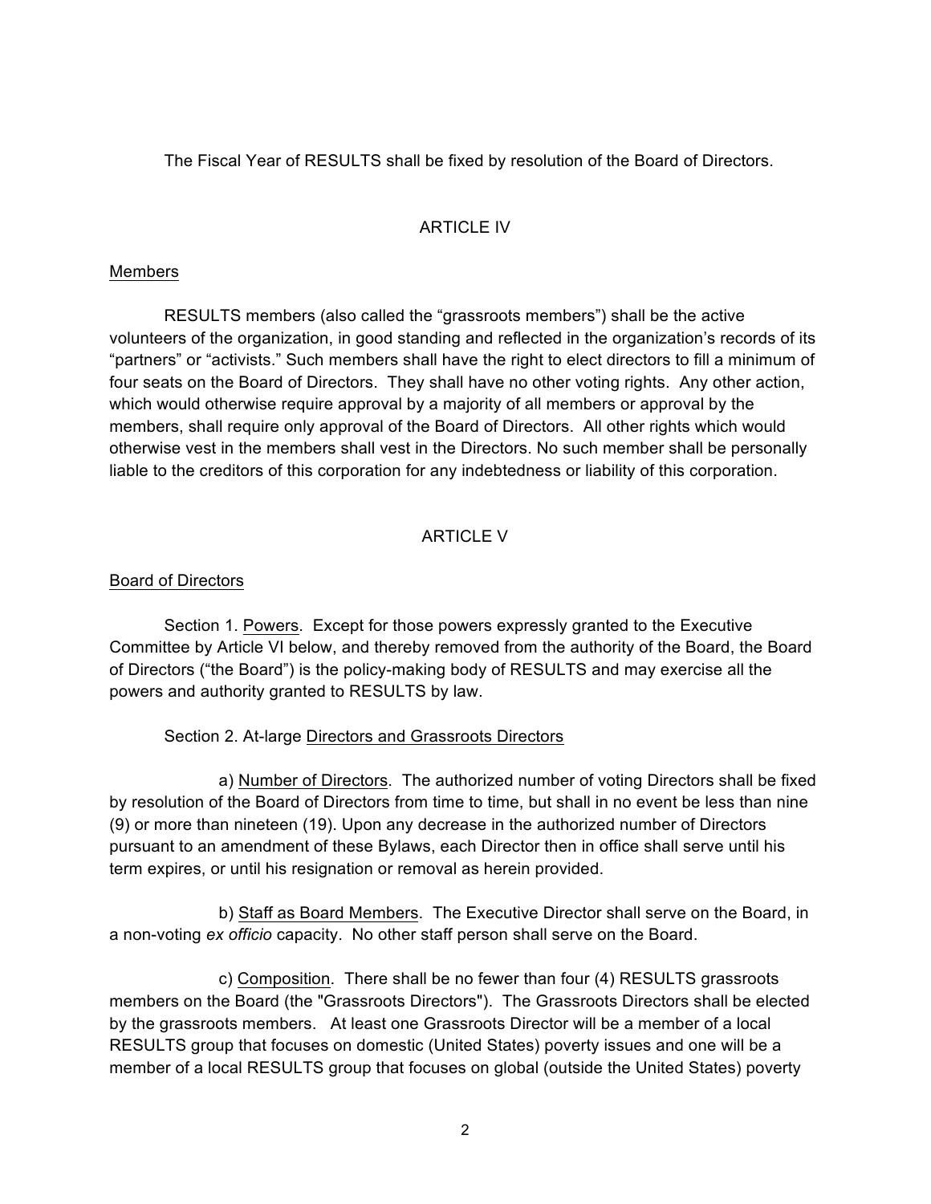The Fiscal Year of RESULTS shall be fixed by resolution of the Board of Directors.

## ARTICLE IV

Members

RESULTS members (also called the "grassroots members") shall be the active volunteers of the organization, in good standing and reflected in the organization's records of its "partners" or "activists." Such members shall have the right to elect directors to fill a minimum of four seats on the Board of Directors. They shall have no other voting rights. Any other action, which would otherwise require approval by a majority of all members or approval by the members, shall require only approval of the Board of Directors. All other rights which would otherwise vest in the members shall vest in the Directors. No such member shall be personally liable to the creditors of this corporation for any indebtedness or liability of this corporation.

## ARTICLE V

Board of Directors

Section 1. Powers. Except for those powers expressly granted to the Executive Committee by Article VI below, and thereby removed from the authority of the Board, the Board of Directors ("the Board") is the policy-making body of RESULTS and may exercise all the powers and authority granted to RESULTS by law.

Section 2. At-large Directors and Grassroots Directors

a) Number of Directors. The authorized number of voting Directors shall be fixed by resolution of the Board of Directors from time to time, but shall in no event be less than nine (9) or more than nineteen (19). Upon any decrease in the authorized number of Directors pursuant to an amendment of these Bylaws, each Director then in office shall serve until his term expires, or until his resignation or removal as herein provided.

b) Staff as Board Members. The Executive Director shall serve on the Board, in a non-voting *ex officio* capacity. No other staff person shall serve on the Board.

c) Composition. There shall be no fewer than four (4) RESULTS grassroots members on the Board (the "Grassroots Directors"). The Grassroots Directors shall be elected by the grassroots members. At least one Grassroots Director will be a member of a local RESULTS group that focuses on domestic (United States) poverty issues and one will be a member of a local RESULTS group that focuses on global (outside the United States) poverty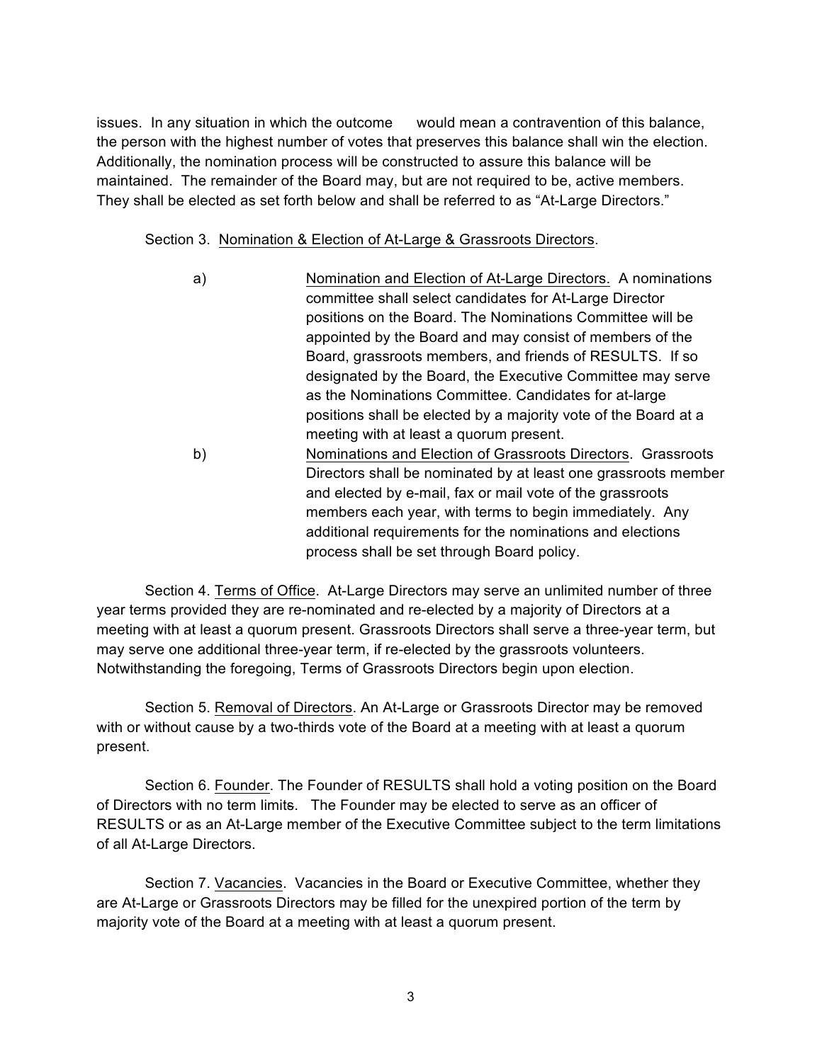issues. In any situation in which the outcome would mean a contravention of this balance, the person with the highest number of votes that preserves this balance shall win the election. Additionally, the nomination process will be constructed to assure this balance will be maintained. The remainder of the Board may, but are not required to be, active members. They shall be elected as set forth below and shall be referred to as "At-Large Directors."

Section 3. Nomination & Election of At-Large & Grassroots Directors.

a) Nomination and Election of At-Large Directors. A nominations committee shall select candidates for At-Large Director positions on the Board. The Nominations Committee will be appointed by the Board and may consist of members of the Board, grassroots members, and friends of RESULTS. If so designated by the Board, the Executive Committee may serve as the Nominations Committee. Candidates for at-large positions shall be elected by a majority vote of the Board at a meeting with at least a quorum present.

b) Nominations and Election of Grassroots Directors. Grassroots Directors shall be nominated by at least one grassroots member and elected by e-mail, fax or mail vote of the grassroots members each year, with terms to begin immediately. Any additional requirements for the nominations and elections process shall be set through Board policy.

Section 4. Terms of Office. At-Large Directors may serve an unlimited number of three year terms provided they are re-nominated and re-elected by a majority of Directors at a meeting with at least a quorum present. Grassroots Directors shall serve a three-year term, but may serve one additional three-year term, if re-elected by the grassroots volunteers. Notwithstanding the foregoing, Terms of Grassroots Directors begin upon election.

Section 5. Removal of Directors. An At-Large or Grassroots Director may be removed with or without cause by a two-thirds vote of the Board at a meeting with at least a quorum present.

Section 6. Founder. The Founder of RESULTS shall hold a voting position on the Board of Directors with no term limits. The Founder may be elected to serve as an officer of RESULTS or as an At-Large member of the Executive Committee subject to the term limitations of all At-Large Directors.

Section 7. Vacancies. Vacancies in the Board or Executive Committee, whether they are At-Large or Grassroots Directors may be filled for the unexpired portion of the term by majority vote of the Board at a meeting with at least a quorum present.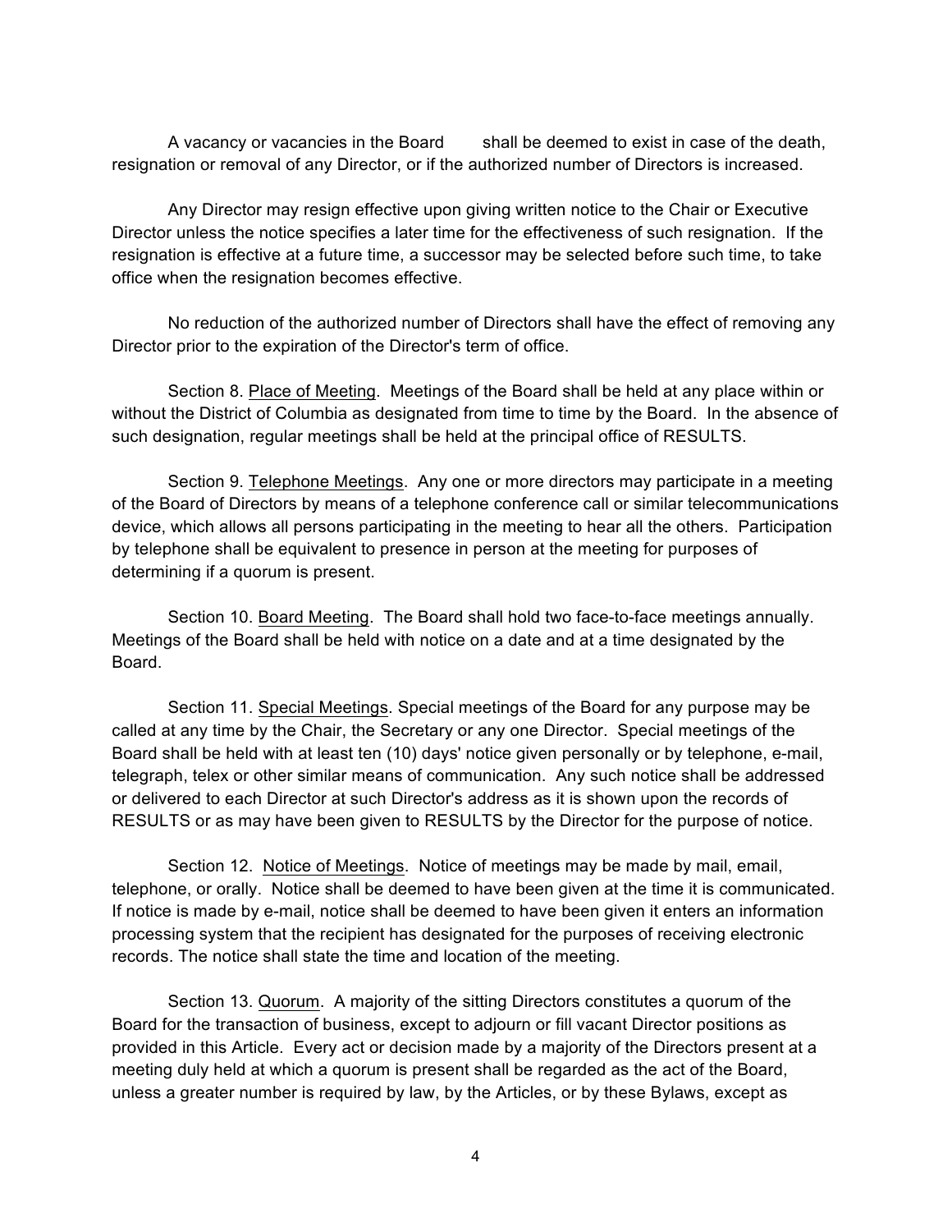A vacancy or vacancies in the Board shall be deemed to exist in case of the death, resignation or removal of any Director, or if the authorized number of Directors is increased.

Any Director may resign effective upon giving written notice to the Chair or Executive Director unless the notice specifies a later time for the effectiveness of such resignation. If the resignation is effective at a future time, a successor may be selected before such time, to take office when the resignation becomes effective.

No reduction of the authorized number of Directors shall have the effect of removing any Director prior to the expiration of the Director's term of office.

Section 8. Place of Meeting. Meetings of the Board shall be held at any place within or without the District of Columbia as designated from time to time by the Board. In the absence of such designation, regular meetings shall be held at the principal office of RESULTS.

Section 9. Telephone Meetings. Any one or more directors may participate in a meeting of the Board of Directors by means of a telephone conference call or similar telecommunications device, which allows all persons participating in the meeting to hear all the others. Participation by telephone shall be equivalent to presence in person at the meeting for purposes of determining if a quorum is present.

Section 10. Board Meeting. The Board shall hold two face-to-face meetings annually. Meetings of the Board shall be held with notice on a date and at a time designated by the Board.

Section 11. Special Meetings. Special meetings of the Board for any purpose may be called at any time by the Chair, the Secretary or any one Director. Special meetings of the Board shall be held with at least ten (10) days' notice given personally or by telephone, e-mail, telegraph, telex or other similar means of communication. Any such notice shall be addressed or delivered to each Director at such Director's address as it is shown upon the records of RESULTS or as may have been given to RESULTS by the Director for the purpose of notice.

Section 12. Notice of Meetings. Notice of meetings may be made by mail, email, telephone, or orally. Notice shall be deemed to have been given at the time it is communicated. If notice is made by e-mail, notice shall be deemed to have been given it enters an information processing system that the recipient has designated for the purposes of receiving electronic records. The notice shall state the time and location of the meeting.

Section 13. Quorum. A majority of the sitting Directors constitutes a quorum of the Board for the transaction of business, except to adjourn or fill vacant Director positions as provided in this Article. Every act or decision made by a majority of the Directors present at a meeting duly held at which a quorum is present shall be regarded as the act of the Board, unless a greater number is required by law, by the Articles, or by these Bylaws, except as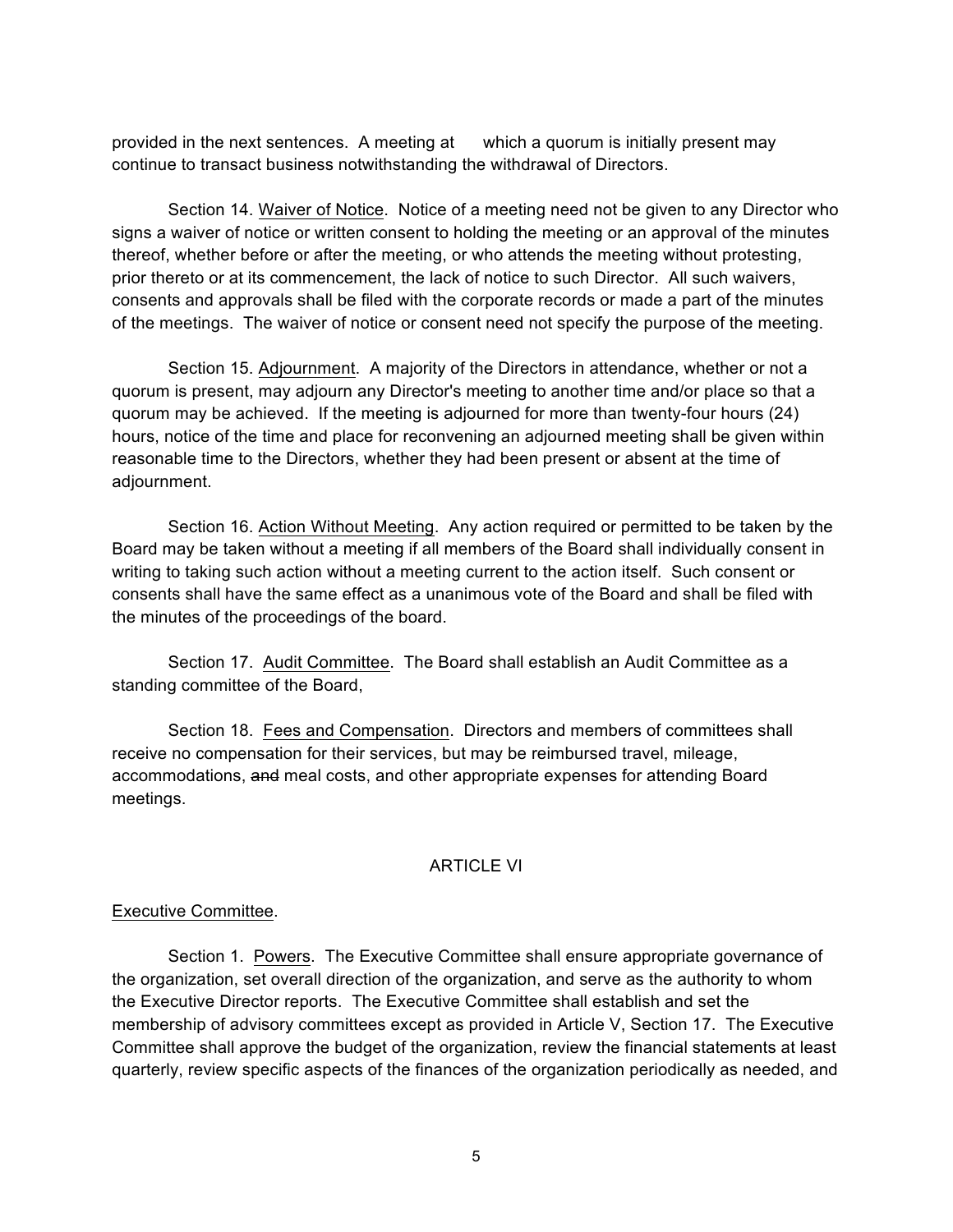provided in the next sentences. A meeting at which a quorum is initially present may continue to transact business notwithstanding the withdrawal of Directors.

Section 14. Waiver of Notice. Notice of a meeting need not be given to any Director who signs a waiver of notice or written consent to holding the meeting or an approval of the minutes thereof, whether before or after the meeting, or who attends the meeting without protesting, prior thereto or at its commencement, the lack of notice to such Director. All such waivers, consents and approvals shall be filed with the corporate records or made a part of the minutes of the meetings. The waiver of notice or consent need not specify the purpose of the meeting.

Section 15. Adjournment. A majority of the Directors in attendance, whether or not a quorum is present, may adjourn any Director's meeting to another time and/or place so that a quorum may be achieved. If the meeting is adjourned for more than twenty-four hours (24) hours, notice of the time and place for reconvening an adjourned meeting shall be given within reasonable time to the Directors, whether they had been present or absent at the time of adjournment.

Section 16. Action Without Meeting. Any action required or permitted to be taken by the Board may be taken without a meeting if all members of the Board shall individually consent in writing to taking such action without a meeting current to the action itself. Such consent or consents shall have the same effect as a unanimous vote of the Board and shall be filed with the minutes of the proceedings of the board.

Section 17. Audit Committee. The Board shall establish an Audit Committee as a standing committee of the Board,

Section 18. Fees and Compensation. Directors and members of committees shall receive no compensation for their services, but may be reimbursed travel, mileage, accommodations, ~~and~~ meal costs, and other appropriate expenses for attending Board meetings.

## ARTICLE VI

Executive Committee.

Section 1. Powers. The Executive Committee shall ensure appropriate governance of the organization, set overall direction of the organization, and serve as the authority to whom the Executive Director reports. The Executive Committee shall establish and set the membership of advisory committees except as provided in Article V, Section 17. The Executive Committee shall approve the budget of the organization, review the financial statements at least quarterly, review specific aspects of the finances of the organization periodically as needed, and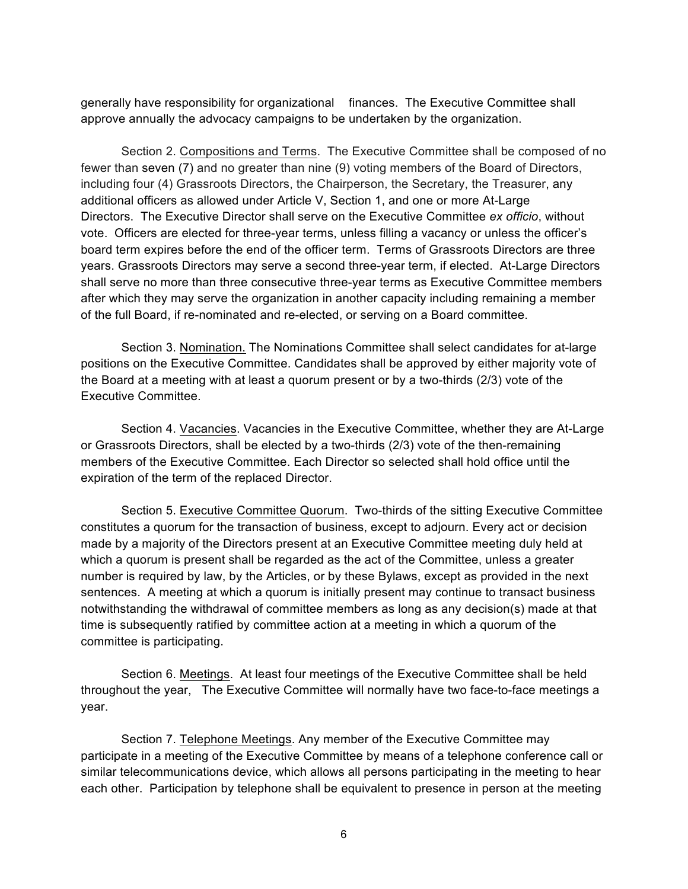generally have responsibility for organizational finances. The Executive Committee shall approve annually the advocacy campaigns to be undertaken by the organization.

Section 2. Compositions and Terms. The Executive Committee shall be composed of no fewer than seven (7) and no greater than nine (9) voting members of the Board of Directors, including four (4) Grassroots Directors, the Chairperson, the Secretary, the Treasurer, any additional officers as allowed under Article V, Section 1, and one or more At-Large Directors. The Executive Director shall serve on the Executive Committee *ex officio*, without vote. Officers are elected for three-year terms, unless filling a vacancy or unless the officer's board term expires before the end of the officer term. Terms of Grassroots Directors are three years. Grassroots Directors may serve a second three-year term, if elected. At-Large Directors shall serve no more than three consecutive three-year terms as Executive Committee members after which they may serve the organization in another capacity including remaining a member of the full Board, if re-nominated and re-elected, or serving on a Board committee.

Section 3. Nomination. The Nominations Committee shall select candidates for at-large positions on the Executive Committee. Candidates shall be approved by either majority vote of the Board at a meeting with at least a quorum present or by a two-thirds (2/3) vote of the Executive Committee.

Section 4. Vacancies. Vacancies in the Executive Committee, whether they are At-Large or Grassroots Directors, shall be elected by a two-thirds (2/3) vote of the then-remaining members of the Executive Committee. Each Director so selected shall hold office until the expiration of the term of the replaced Director.

Section 5. Executive Committee Quorum. Two-thirds of the sitting Executive Committee constitutes a quorum for the transaction of business, except to adjourn. Every act or decision made by a majority of the Directors present at an Executive Committee meeting duly held at which a quorum is present shall be regarded as the act of the Committee, unless a greater number is required by law, by the Articles, or by these Bylaws, except as provided in the next sentences. A meeting at which a quorum is initially present may continue to transact business notwithstanding the withdrawal of committee members as long as any decision(s) made at that time is subsequently ratified by committee action at a meeting in which a quorum of the committee is participating.

Section 6. Meetings. At least four meetings of the Executive Committee shall be held throughout the year, The Executive Committee will normally have two face-to-face meetings a year.

Section 7. Telephone Meetings. Any member of the Executive Committee may participate in a meeting of the Executive Committee by means of a telephone conference call or similar telecommunications device, which allows all persons participating in the meeting to hear each other. Participation by telephone shall be equivalent to presence in person at the meeting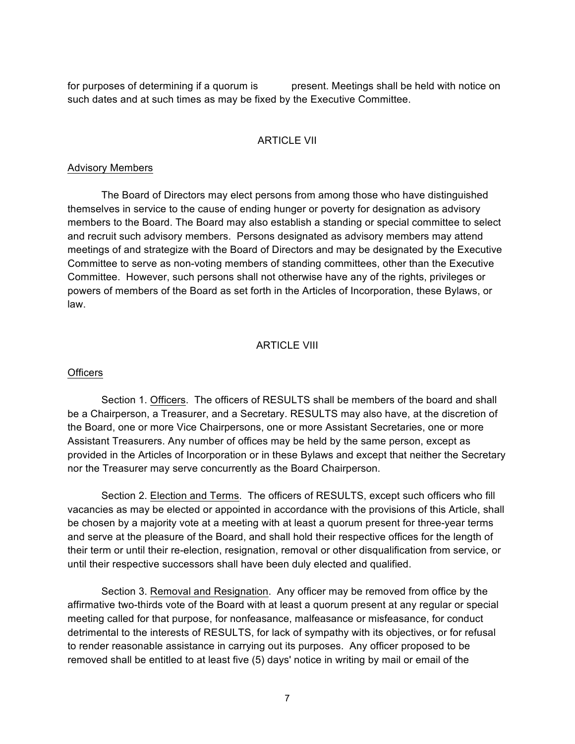for purposes of determining if a quorum is present. Meetings shall be held with notice on such dates and at such times as may be fixed by the Executive Committee.

## ARTICLE VII

### Advisory Members

The Board of Directors may elect persons from among those who have distinguished themselves in service to the cause of ending hunger or poverty for designation as advisory members to the Board. The Board may also establish a standing or special committee to select and recruit such advisory members. Persons designated as advisory members may attend meetings of and strategize with the Board of Directors and may be designated by the Executive Committee to serve as non-voting members of standing committees, other than the Executive Committee. However, such persons shall not otherwise have any of the rights, privileges or powers of members of the Board as set forth in the Articles of Incorporation, these Bylaws, or law.

## ARTICLE VIII

### Officers

Section 1. Officers. The officers of RESULTS shall be members of the board and shall be a Chairperson, a Treasurer, and a Secretary. RESULTS may also have, at the discretion of the Board, one or more Vice Chairpersons, one or more Assistant Secretaries, one or more Assistant Treasurers. Any number of offices may be held by the same person, except as provided in the Articles of Incorporation or in these Bylaws and except that neither the Secretary nor the Treasurer may serve concurrently as the Board Chairperson.

Section 2. Election and Terms. The officers of RESULTS, except such officers who fill vacancies as may be elected or appointed in accordance with the provisions of this Article, shall be chosen by a majority vote at a meeting with at least a quorum present for three-year terms and serve at the pleasure of the Board, and shall hold their respective offices for the length of their term or until their re-election, resignation, removal or other disqualification from service, or until their respective successors shall have been duly elected and qualified.

Section 3. Removal and Resignation. Any officer may be removed from office by the affirmative two-thirds vote of the Board with at least a quorum present at any regular or special meeting called for that purpose, for nonfeasance, malfeasance or misfeasance, for conduct detrimental to the interests of RESULTS, for lack of sympathy with its objectives, or for refusal to render reasonable assistance in carrying out its purposes. Any officer proposed to be removed shall be entitled to at least five (5) days' notice in writing by mail or email of the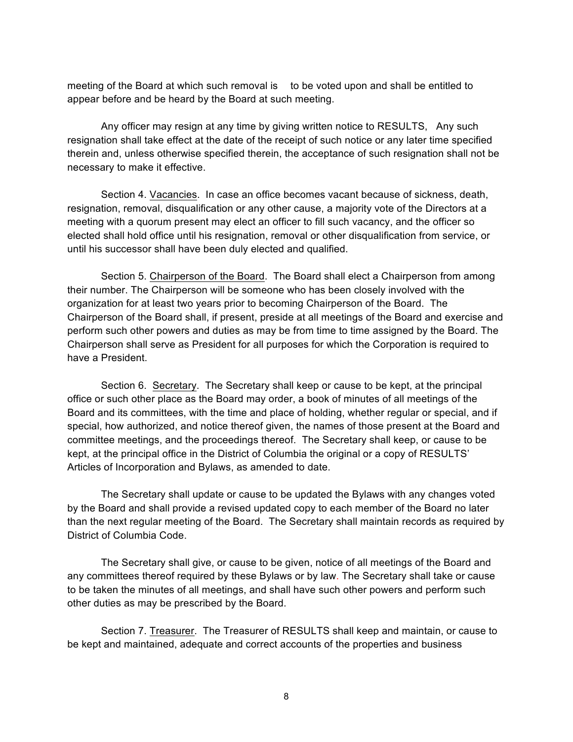meeting of the Board at which such removal is to be voted upon and shall be entitled to appear before and be heard by the Board at such meeting.

Any officer may resign at any time by giving written notice to RESULTS, Any such resignation shall take effect at the date of the receipt of such notice or any later time specified therein and, unless otherwise specified therein, the acceptance of such resignation shall not be necessary to make it effective.

Section 4. Vacancies. In case an office becomes vacant because of sickness, death, resignation, removal, disqualification or any other cause, a majority vote of the Directors at a meeting with a quorum present may elect an officer to fill such vacancy, and the officer so elected shall hold office until his resignation, removal or other disqualification from service, or until his successor shall have been duly elected and qualified.

Section 5. Chairperson of the Board. The Board shall elect a Chairperson from among their number. The Chairperson will be someone who has been closely involved with the organization for at least two years prior to becoming Chairperson of the Board. The Chairperson of the Board shall, if present, preside at all meetings of the Board and exercise and perform such other powers and duties as may be from time to time assigned by the Board. The Chairperson shall serve as President for all purposes for which the Corporation is required to have a President.

Section 6. Secretary. The Secretary shall keep or cause to be kept, at the principal office or such other place as the Board may order, a book of minutes of all meetings of the Board and its committees, with the time and place of holding, whether regular or special, and if special, how authorized, and notice thereof given, the names of those present at the Board and committee meetings, and the proceedings thereof. The Secretary shall keep, or cause to be kept, at the principal office in the District of Columbia the original or a copy of RESULTS' Articles of Incorporation and Bylaws, as amended to date.

The Secretary shall update or cause to be updated the Bylaws with any changes voted by the Board and shall provide a revised updated copy to each member of the Board no later than the next regular meeting of the Board. The Secretary shall maintain records as required by District of Columbia Code.

The Secretary shall give, or cause to be given, notice of all meetings of the Board and any committees thereof required by these Bylaws or by law. The Secretary shall take or cause to be taken the minutes of all meetings, and shall have such other powers and perform such other duties as may be prescribed by the Board.

Section 7. Treasurer. The Treasurer of RESULTS shall keep and maintain, or cause to be kept and maintained, adequate and correct accounts of the properties and business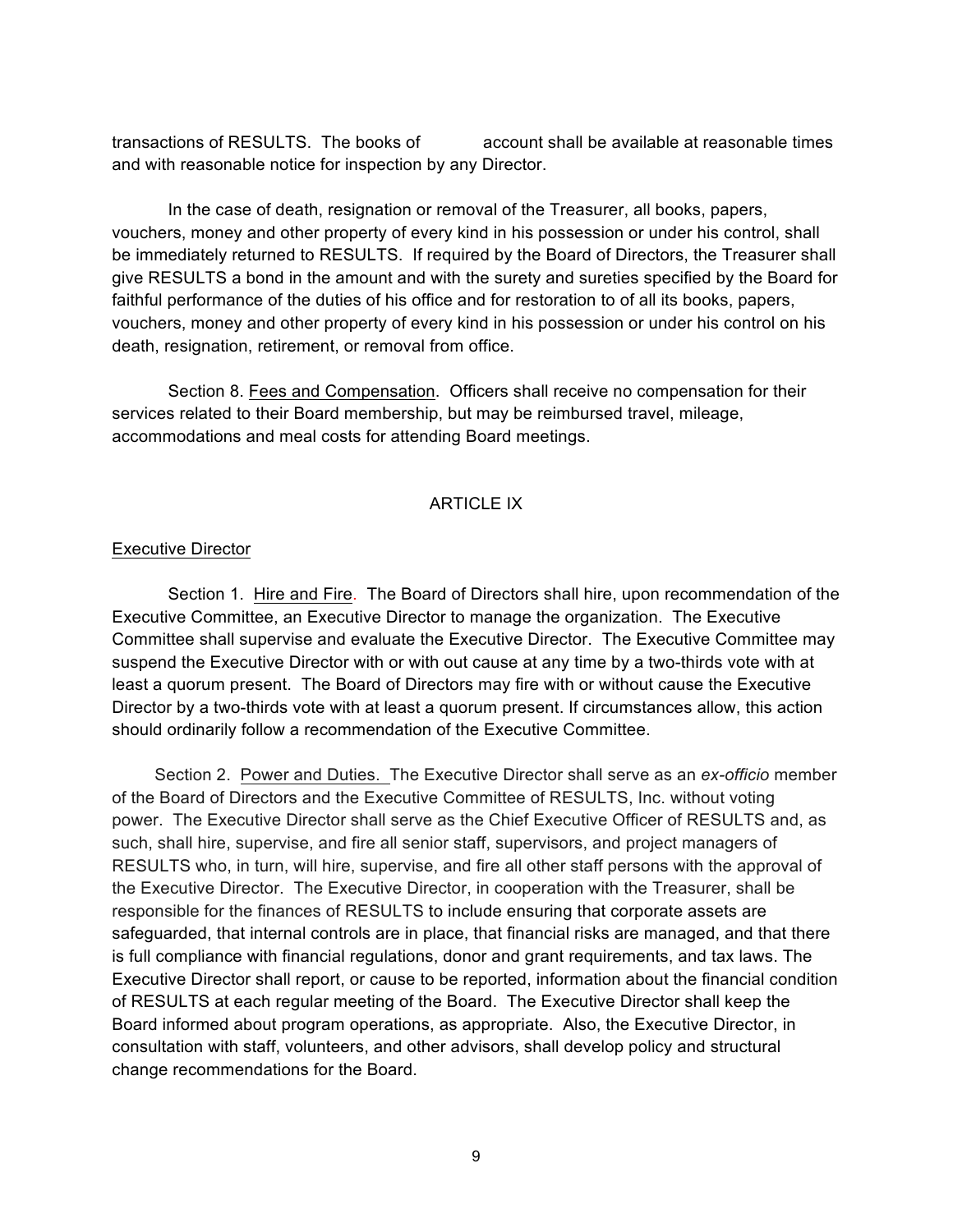transactions of RESULTS. The books of account shall be available at reasonable times and with reasonable notice for inspection by any Director.

In the case of death, resignation or removal of the Treasurer, all books, papers, vouchers, money and other property of every kind in his possession or under his control, shall be immediately returned to RESULTS. If required by the Board of Directors, the Treasurer shall give RESULTS a bond in the amount and with the surety and sureties specified by the Board for faithful performance of the duties of his office and for restoration to of all its books, papers, vouchers, money and other property of every kind in his possession or under his control on his death, resignation, retirement, or removal from office.

Section 8. Fees and Compensation. Officers shall receive no compensation for their services related to their Board membership, but may be reimbursed travel, mileage, accommodations and meal costs for attending Board meetings.

## ARTICLE IX

### Executive Director

Section 1. Hire and Fire. The Board of Directors shall hire, upon recommendation of the Executive Committee, an Executive Director to manage the organization. The Executive Committee shall supervise and evaluate the Executive Director. The Executive Committee may suspend the Executive Director with or with out cause at any time by a two-thirds vote with at least a quorum present. The Board of Directors may fire with or without cause the Executive Director by a two-thirds vote with at least a quorum present. If circumstances allow, this action should ordinarily follow a recommendation of the Executive Committee.

Section 2. Power and Duties. The Executive Director shall serve as an *ex-officio* member of the Board of Directors and the Executive Committee of RESULTS, Inc. without voting power. The Executive Director shall serve as the Chief Executive Officer of RESULTS and, as such, shall hire, supervise, and fire all senior staff, supervisors, and project managers of RESULTS who, in turn, will hire, supervise, and fire all other staff persons with the approval of the Executive Director. The Executive Director, in cooperation with the Treasurer, shall be responsible for the finances of RESULTS to include ensuring that corporate assets are safeguarded, that internal controls are in place, that financial risks are managed, and that there is full compliance with financial regulations, donor and grant requirements, and tax laws. The Executive Director shall report, or cause to be reported, information about the financial condition of RESULTS at each regular meeting of the Board. The Executive Director shall keep the Board informed about program operations, as appropriate. Also, the Executive Director, in consultation with staff, volunteers, and other advisors, shall develop policy and structural change recommendations for the Board.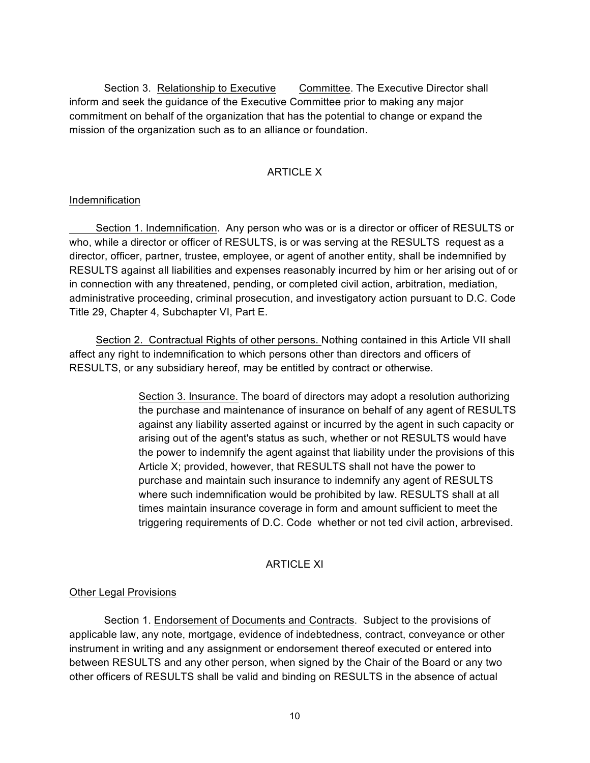Section 3. Relationship to Executive Committee. The Executive Director shall inform and seek the guidance of the Executive Committee prior to making any major commitment on behalf of the organization that has the potential to change or expand the mission of the organization such as to an alliance or foundation.

## ARTICLE X

### Indemnification

Section 1. Indemnification. Any person who was or is a director or officer of RESULTS or who, while a director or officer of RESULTS, is or was serving at the RESULTS request as a director, officer, partner, trustee, employee, or agent of another entity, shall be indemnified by RESULTS against all liabilities and expenses reasonably incurred by him or her arising out of or in connection with any threatened, pending, or completed civil action, arbitration, mediation, administrative proceeding, criminal prosecution, and investigatory action pursuant to D.C. Code Title 29, Chapter 4, Subchapter VI, Part E.

Section 2. Contractual Rights of other persons. Nothing contained in this Article VII shall affect any right to indemnification to which persons other than directors and officers of RESULTS, or any subsidiary hereof, may be entitled by contract or otherwise.

Section 3. Insurance. The board of directors may adopt a resolution authorizing the purchase and maintenance of insurance on behalf of any agent of RESULTS against any liability asserted against or incurred by the agent in such capacity or arising out of the agent's status as such, whether or not RESULTS would have the power to indemnify the agent against that liability under the provisions of this Article X; provided, however, that RESULTS shall not have the power to purchase and maintain such insurance to indemnify any agent of RESULTS where such indemnification would be prohibited by law. RESULTS shall at all times maintain insurance coverage in form and amount sufficient to meet the triggering requirements of D.C. Code whether or not ted civil action, arbrevised.

## ARTICLE XI

### Other Legal Provisions

Section 1. Endorsement of Documents and Contracts. Subject to the provisions of applicable law, any note, mortgage, evidence of indebtedness, contract, conveyance or other instrument in writing and any assignment or endorsement thereof executed or entered into between RESULTS and any other person, when signed by the Chair of the Board or any two other officers of RESULTS shall be valid and binding on RESULTS in the absence of actual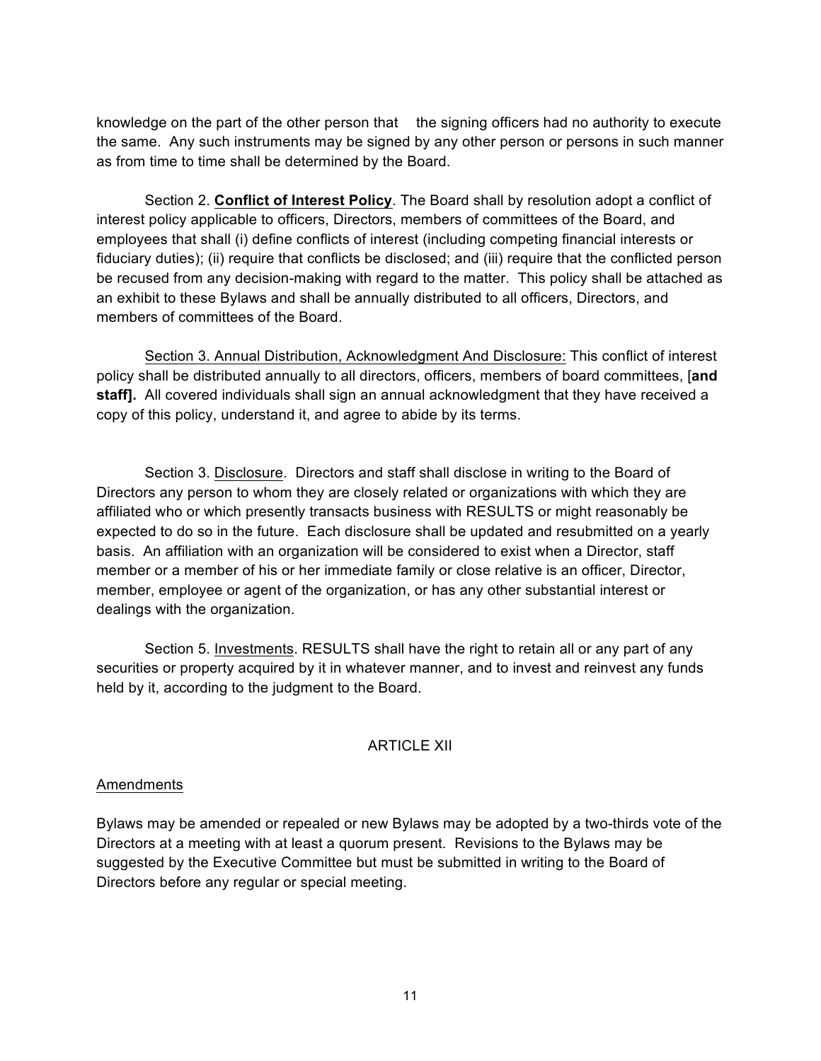knowledge on the part of the other person that the signing officers had no authority to execute the same. Any such instruments may be signed by any other person or persons in such manner as from time to time shall be determined by the Board.

Section 2. **Conflict of Interest Policy**. The Board shall by resolution adopt a conflict of interest policy applicable to officers, Directors, members of committees of the Board, and employees that shall (i) define conflicts of interest (including competing financial interests or fiduciary duties); (ii) require that conflicts be disclosed; and (iii) require that the conflicted person be recused from any decision-making with regard to the matter. This policy shall be attached as an exhibit to these Bylaws and shall be annually distributed to all officers, Directors, and members of committees of the Board.

Section 3. Annual Distribution, Acknowledgment And Disclosure: This conflict of interest policy shall be distributed annually to all directors, officers, members of board committees, [**and staff].** All covered individuals shall sign an annual acknowledgment that they have received a copy of this policy, understand it, and agree to abide by its terms.

Section 3. Disclosure. Directors and staff shall disclose in writing to the Board of Directors any person to whom they are closely related or organizations with which they are affiliated who or which presently transacts business with RESULTS or might reasonably be expected to do so in the future. Each disclosure shall be updated and resubmitted on a yearly basis. An affiliation with an organization will be considered to exist when a Director, staff member or a member of his or her immediate family or close relative is an officer, Director, member, employee or agent of the organization, or has any other substantial interest or dealings with the organization.

Section 5. Investments. RESULTS shall have the right to retain all or any part of any securities or property acquired by it in whatever manner, and to invest and reinvest any funds held by it, according to the judgment to the Board.

## ARTICLE XII

Amendments

Bylaws may be amended or repealed or new Bylaws may be adopted by a two-thirds vote of the Directors at a meeting with at least a quorum present. Revisions to the Bylaws may be suggested by the Executive Committee but must be submitted in writing to the Board of Directors before any regular or special meeting.